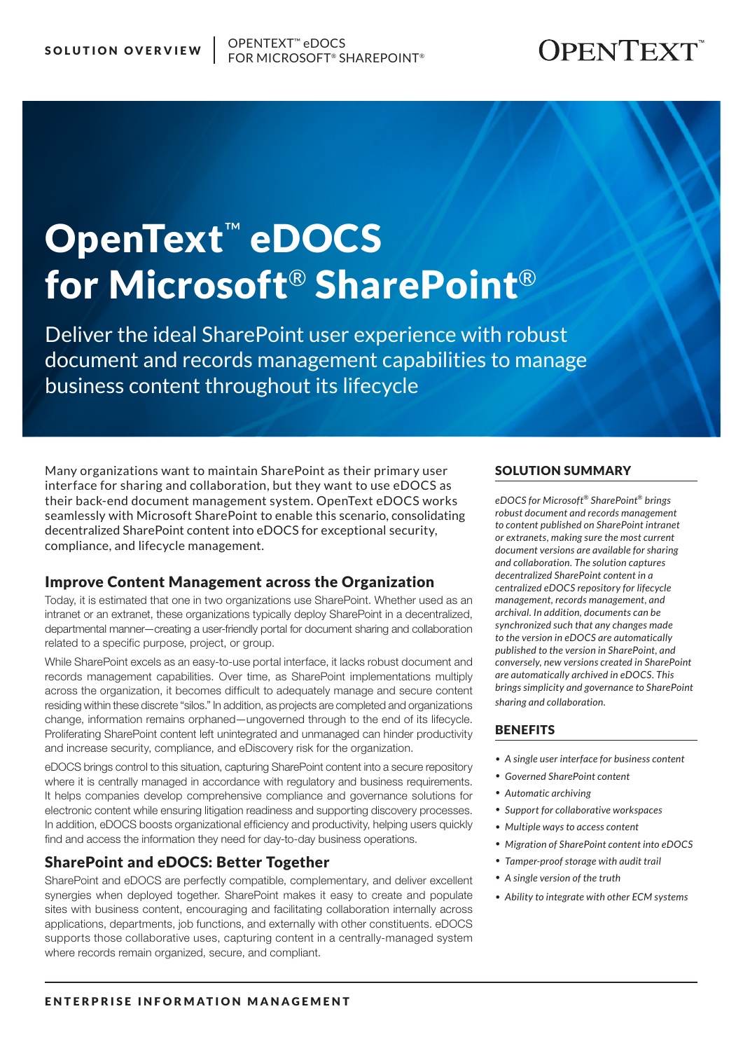SOLUTION OVERVIEW | OPENTEXT™ eDOCS FOR MICROSOFT® SHAREPOINT®

# OpenText™ eDOCS for Microsoft® SharePoint®

Deliver the ideal SharePoint user experience with robust document and records management capabilities to manage business content throughout its lifecycle

Many organizations want to maintain SharePoint as their primary user interface for sharing and collaboration, but they want to use eDOCS as their back-end document management system. OpenText eDOCS works seamlessly with Microsoft SharePoint to enable this scenario, consolidating decentralized SharePoint content into eDOCS for exceptional security, compliance, and lifecycle management.

## Improve Content Management across the Organization

Today, it is estimated that one in two organizations use SharePoint. Whether used as an intranet or an extranet, these organizations typically deploy SharePoint in a decentralized, departmental manner—creating a user-friendly portal for document sharing and collaboration related to a specific purpose, project, or group.

While SharePoint excels as an easy-to-use portal interface, it lacks robust document and records management capabilities. Over time, as SharePoint implementations multiply across the organization, it becomes difficult to adequately manage and secure content residing within these discrete "silos." In addition, as projects are completed and organizations change, information remains orphaned—ungoverned through to the end of its lifecycle. Proliferating SharePoint content left unintegrated and unmanaged can hinder productivity and increase security, compliance, and eDiscovery risk for the organization.

eDOCS brings control to this situation, capturing SharePoint content into a secure repository where it is centrally managed in accordance with regulatory and business requirements. It helps companies develop comprehensive compliance and governance solutions for electronic content while ensuring litigation readiness and supporting discovery processes. In addition, eDOCS boosts organizational efficiency and productivity, helping users quickly find and access the information they need for day-to-day business operations.

## SharePoint and eDOCS: Better Together

SharePoint and eDOCS are perfectly compatible, complementary, and deliver excellent synergies when deployed together. SharePoint makes it easy to create and populate sites with business content, encouraging and facilitating collaboration internally across applications, departments, job functions, and externally with other constituents. eDOCS supports those collaborative uses, capturing content in a centrally-managed system where records remain organized, secure, and compliant.

## SOLUTION SUMMARY

*eDOCS for Microsoft® SharePoint® brings robust document and records management to content published on SharePoint intranet or extranets, making sure the most current document versions are available for sharing and collaboration. The solution captures decentralized SharePoint content in a centralized eDOCS repository for lifecycle management, records management, and archival. In addition, documents can be synchronized such that any changes made to the version in eDOCS are automatically published to the version in SharePoint, and conversely, new versions created in SharePoint are automatically archived in eDOCS. This brings simplicity and governance to SharePoint sharing and collaboration.*

## BENEFITS

- *A single user interface for business content*
- *Governed SharePoint content*
- *Automatic archiving*
- *Support for collaborative workspaces*
- *Multiple ways to access content*
- *Migration of SharePoint content into eDOCS*
- *Tamper-proof storage with audit trail*
- *A single version of the truth*
- *Ability to integrate with other ECM systems*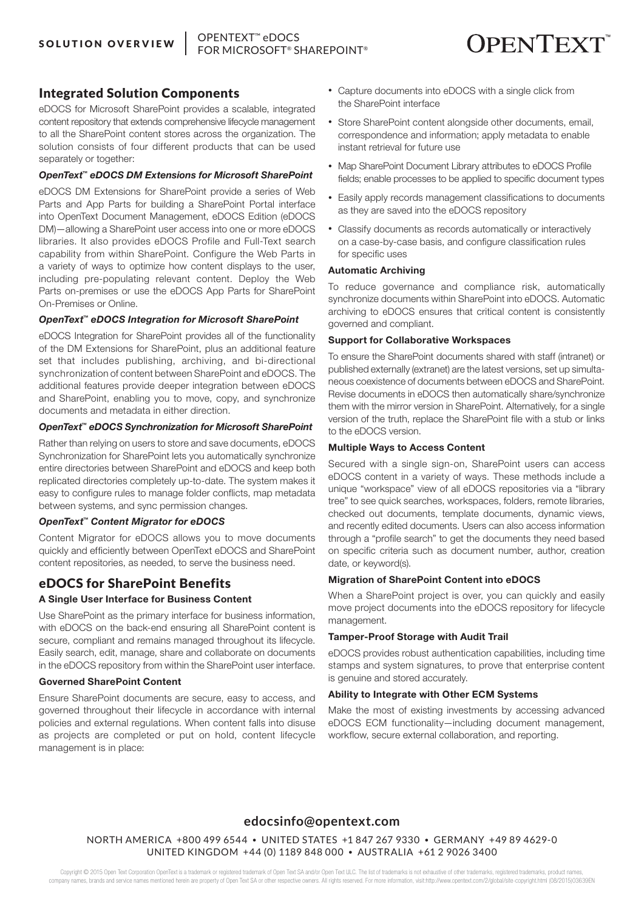## Integrated Solution Components

eDOCS for Microsoft SharePoint provides a scalable, integrated content repository that extends comprehensive lifecycle management to all the SharePoint content stores across the organization. The solution consists of four different products that can be used separately or together:

#### *OpenText™ eDOCS DM Extensions for Microsoft SharePoint*

eDOCS DM Extensions for SharePoint provide a series of Web Parts and App Parts for building a SharePoint Portal interface into OpenText Document Management, eDOCS Edition (eDOCS DM)—allowing a SharePoint user access into one or more eDOCS libraries. It also provides eDOCS Profile and Full-Text search capability from within SharePoint. Configure the Web Parts in a variety of ways to optimize how content displays to the user, including pre-populating relevant content. Deploy the Web Parts on-premises or use the eDOCS App Parts for SharePoint On-Premises or Online.

#### *OpenText™ eDOCS Integration for Microsoft SharePoint*

eDOCS Integration for SharePoint provides all of the functionality of the DM Extensions for SharePoint, plus an additional feature set that includes publishing, archiving, and bi-directional synchronization of content between SharePoint and eDOCS. The additional features provide deeper integration between eDOCS and SharePoint, enabling you to move, copy, and synchronize documents and metadata in either direction.

#### *OpenText™ eDOCS Synchronization for Microsoft SharePoint*

Rather than relying on users to store and save documents, eDOCS Synchronization for SharePoint lets you automatically synchronize entire directories between SharePoint and eDOCS and keep both replicated directories completely up-to-date. The system makes it easy to configure rules to manage folder conflicts, map metadata between systems, and sync permission changes.

#### *OpenText™ Content Migrator for eDOCS*

Content Migrator for eDOCS allows you to move documents quickly and efficiently between OpenText eDOCS and SharePoint content repositories, as needed, to serve the business need.

## eDOCS for SharePoint Benefits

#### A Single User Interface for Business Content

Use SharePoint as the primary interface for business information, with eDOCS on the back-end ensuring all SharePoint content is secure, compliant and remains managed throughout its lifecycle. Easily search, edit, manage, share and collaborate on documents in the eDOCS repository from within the SharePoint user interface.

#### Governed SharePoint Content

Ensure SharePoint documents are secure, easy to access, and governed throughout their lifecycle in accordance with internal policies and external regulations. When content falls into disuse as projects are completed or put on hold, content lifecycle management is in place:

- Capture documents into eDOCS with a single click from the SharePoint interface
- Store SharePoint content alongside other documents, email, correspondence and information; apply metadata to enable instant retrieval for future use
- Map SharePoint Document Library attributes to eDOCS Profile fields; enable processes to be applied to specific document types
- Easily apply records management classifications to documents as they are saved into the eDOCS repository
- Classify documents as records automatically or interactively on a case-by-case basis, and configure classification rules for specific uses

#### Automatic Archiving

To reduce governance and compliance risk, automatically synchronize documents within SharePoint into eDOCS. Automatic archiving to eDOCS ensures that critical content is consistently governed and compliant.

#### Support for Collaborative Workspaces

To ensure the SharePoint documents shared with staff (intranet) or published externally (extranet) are the latest versions, set up simultaneous coexistence of documents between eDOCS and SharePoint. Revise documents in eDOCS then automatically share/synchronize them with the mirror version in SharePoint. Alternatively, for a single version of the truth, replace the SharePoint file with a stub or links to the eDOCS version.

#### Multiple Ways to Access Content

Secured with a single sign-on, SharePoint users can access eDOCS content in a variety of ways. These methods include a unique "workspace" view of all eDOCS repositories via a "library tree" to see quick searches, workspaces, folders, remote libraries, checked out documents, template documents, dynamic views, and recently edited documents. Users can also access information through a "profile search" to get the documents they need based on specific criteria such as document number, author, creation date, or keyword(s).

#### Migration of SharePoint Content into eDOCS

When a SharePoint project is over, you can quickly and easily move project documents into the eDOCS repository for lifecycle management.

#### Tamper-Proof Storage with Audit Trail

eDOCS provides robust authentication capabilities, including time stamps and system signatures, to prove that enterprise content is genuine and stored accurately.

#### Ability to Integrate with Other ECM Systems

Make the most of existing investments by accessing advanced eDOCS ECM functionality—including document management, workflow, secure external collaboration, and reporting.

**edocsinfo@opentext.com**

NORTH AMERICA +800 499 6544 • UNITED STATES +1 847 267 9330 • GERMANY +49 89 4629-0
UNITED KINGDOM +44 (0) 1189 848 000 • AUSTRALIA +61 2 9026 3400

Copyright © 2015 Open Text Corporation OpenText is a trademark or registered trademark of Open Text SA and/or Open Text ULC. The list of trademarks is not exhaustive of other trademarks, registered trademarks, product names, company names, brands and service names mentioned herein are property of Open Text SA or other respective owners. All rights reserved. For more information, visit:http://www.opentext.com/2/global/site-copyright.html (08/2015)03639EN